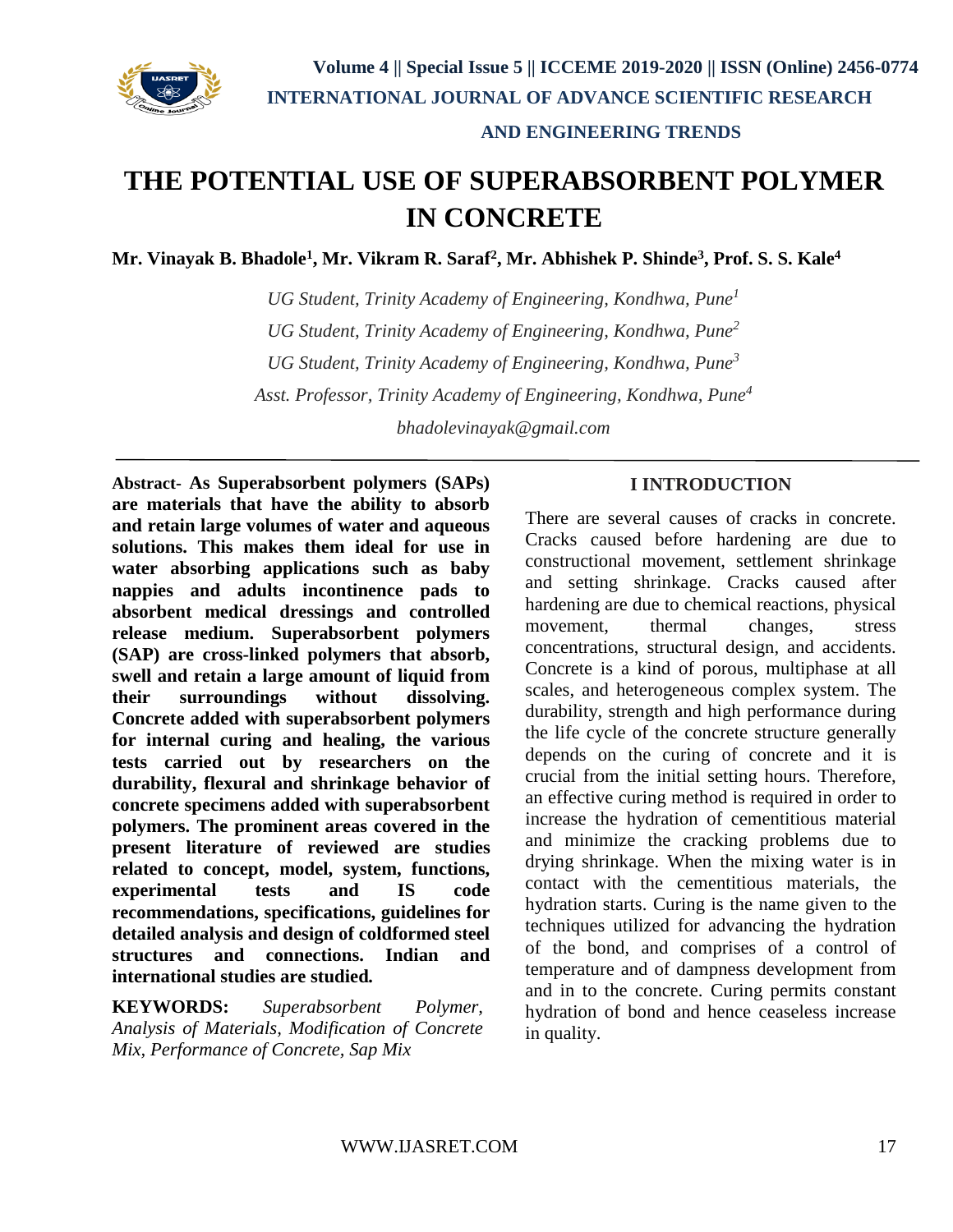# THE POTENTIAL USE OF SUPERABSORBENT POLYMER IN CONCRETE

**Mr. Vinayak B. Bhadole[1], Mr. Vikram R. Saraf[2], Mr. Abhishek P. Shinde[3], Prof. S. S. Kale[4]**

*UG Student, Trinity Academy of Engineering, Kondhwa, Pune[1]*

*UG Student, Trinity Academy of Engineering, Kondhwa, Pune[2]*

*UG Student, Trinity Academy of Engineering, Kondhwa, Pune[3]*

*Asst. Professor, Trinity Academy of Engineering, Kondhwa, Pune[4]*

*bhadolevinayak@gmail.com*

---

**Abstract- As Superabsorbent polymers (SAPs) are materials that have the ability to absorb and retain large volumes of water and aqueous solutions. This makes them ideal for use in water absorbing applications such as baby nappies and adults incontinence pads to absorbent medical dressings and controlled release medium. Superabsorbent polymers (SAP) are cross-linked polymers that absorb, swell and retain a large amount of liquid from their surroundings without dissolving. Concrete added with superabsorbent polymers for internal curing and healing, the various tests carried out by researchers on the durability, flexural and shrinkage behavior of concrete specimens added with superabsorbent polymers. The prominent areas covered in the present literature of reviewed are studies related to concept, model, system, functions, experimental tests and IS code recommendations, specifications, guidelines for detailed analysis and design of coldformed steel structures and connections. Indian and international studies are studied.**

**KEYWORDS:** *Superabsorbent Polymer, Analysis of Materials, Modification of Concrete Mix, Performance of Concrete, Sap Mix*

## I INTRODUCTION

There are several causes of cracks in concrete. Cracks caused before hardening are due to constructional movement, settlement shrinkage and setting shrinkage. Cracks caused after hardening are due to chemical reactions, physical movement, thermal changes, stress concentrations, structural design, and accidents. Concrete is a kind of porous, multiphase at all scales, and heterogeneous complex system. The durability, strength and high performance during the life cycle of the concrete structure generally depends on the curing of concrete and it is crucial from the initial setting hours. Therefore, an effective curing method is required in order to increase the hydration of cementitious material and minimize the cracking problems due to drying shrinkage. When the mixing water is in contact with the cementitious materials, the hydration starts. Curing is the name given to the techniques utilized for advancing the hydration of the bond, and comprises of a control of temperature and of dampness development from and in to the concrete. Curing permits constant hydration of bond and hence ceaseless increase in quality.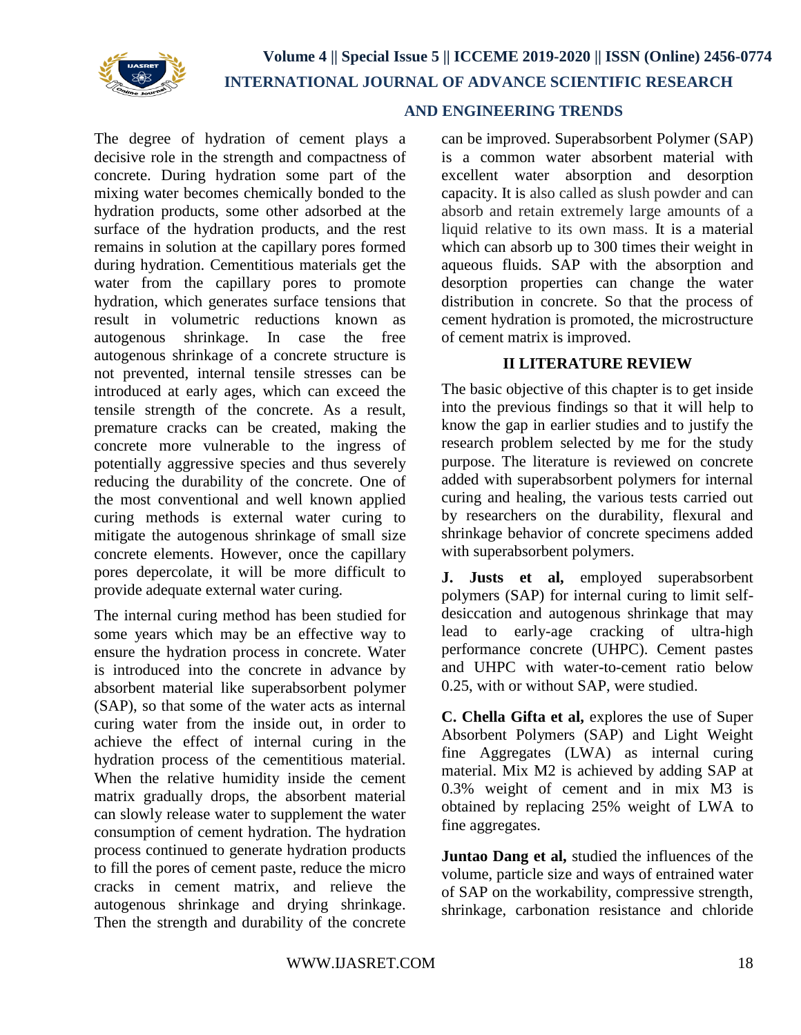The degree of hydration of cement plays a decisive role in the strength and compactness of concrete. During hydration some part of the mixing water becomes chemically bonded to the hydration products, some other adsorbed at the surface of the hydration products, and the rest remains in solution at the capillary pores formed during hydration. Cementitious materials get the water from the capillary pores to promote hydration, which generates surface tensions that result in volumetric reductions known as autogenous shrinkage. In case the free autogenous shrinkage of a concrete structure is not prevented, internal tensile stresses can be introduced at early ages, which can exceed the tensile strength of the concrete. As a result, premature cracks can be created, making the concrete more vulnerable to the ingress of potentially aggressive species and thus severely reducing the durability of the concrete. One of the most conventional and well known applied curing methods is external water curing to mitigate the autogenous shrinkage of small size concrete elements. However, once the capillary pores depercolate, it will be more difficult to provide adequate external water curing.

The internal curing method has been studied for some years which may be an effective way to ensure the hydration process in concrete. Water is introduced into the concrete in advance by absorbent material like superabsorbent polymer (SAP), so that some of the water acts as internal curing water from the inside out, in order to achieve the effect of internal curing in the hydration process of the cementitious material. When the relative humidity inside the cement matrix gradually drops, the absorbent material can slowly release water to supplement the water consumption of cement hydration. The hydration process continued to generate hydration products to fill the pores of cement paste, reduce the micro cracks in cement matrix, and relieve the autogenous shrinkage and drying shrinkage. Then the strength and durability of the concrete can be improved. Superabsorbent Polymer (SAP) is a common water absorbent material with excellent water absorption and desorption capacity. It is also called as slush powder and can absorb and retain extremely large amounts of a liquid relative to its own mass. It is a material which can absorb up to 300 times their weight in aqueous fluids. SAP with the absorption and desorption properties can change the water distribution in concrete. So that the process of cement hydration is promoted, the microstructure of cement matrix is improved.

## II LITERATURE REVIEW

The basic objective of this chapter is to get inside into the previous findings so that it will help to know the gap in earlier studies and to justify the research problem selected by me for the study purpose. The literature is reviewed on concrete added with superabsorbent polymers for internal curing and healing, the various tests carried out by researchers on the durability, flexural and shrinkage behavior of concrete specimens added with superabsorbent polymers.

**J. Justs et al,** employed superabsorbent polymers (SAP) for internal curing to limit self-desiccation and autogenous shrinkage that may lead to early-age cracking of ultra-high performance concrete (UHPC). Cement pastes and UHPC with water-to-cement ratio below 0.25, with or without SAP, were studied.

**C. Chella Gifta et al,** explores the use of Super Absorbent Polymers (SAP) and Light Weight fine Aggregates (LWA) as internal curing material. Mix M2 is achieved by adding SAP at 0.3% weight of cement and in mix M3 is obtained by replacing 25% weight of LWA to fine aggregates.

**Juntao Dang et al,** studied the influences of the volume, particle size and ways of entrained water of SAP on the workability, compressive strength, shrinkage, carbonation resistance and chloride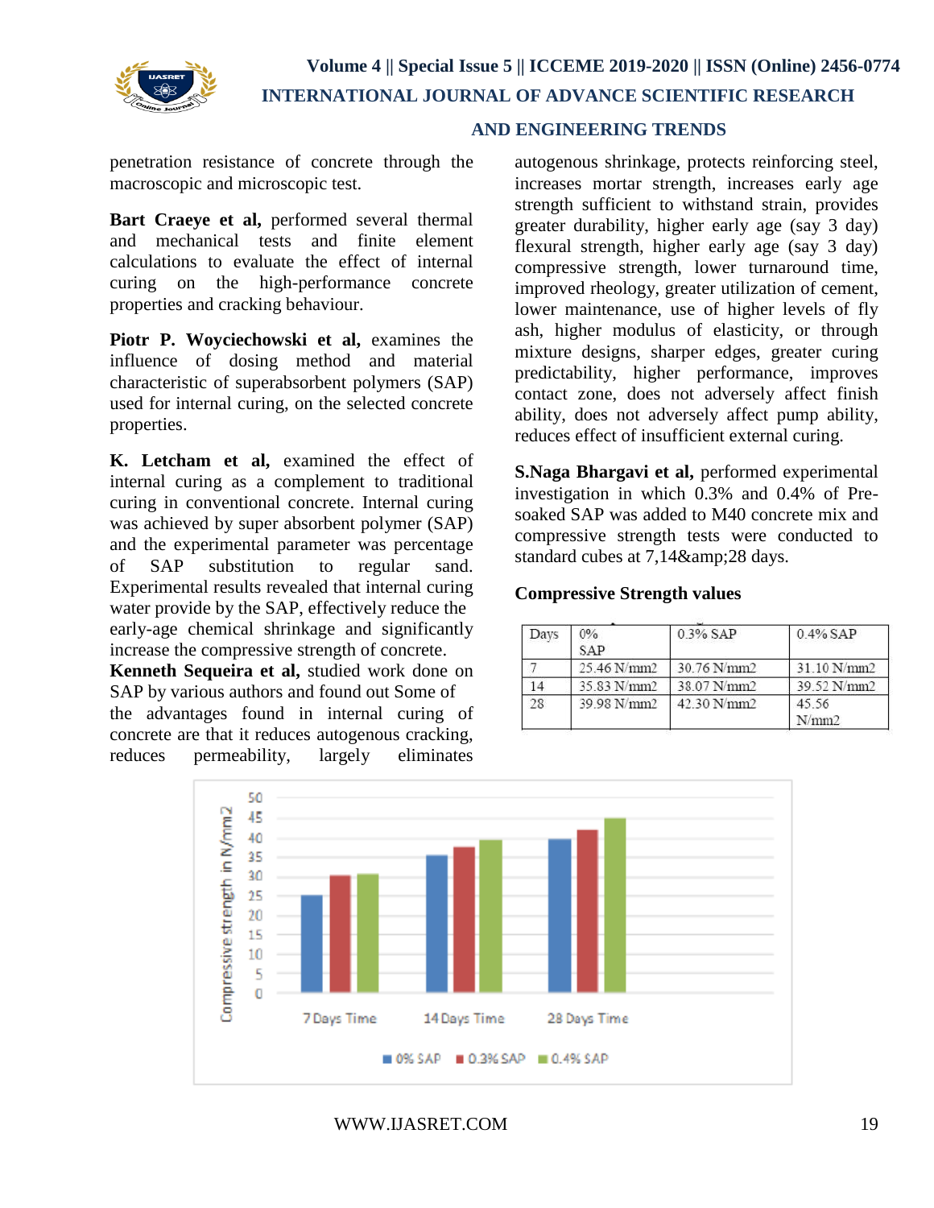penetration resistance of concrete through the macroscopic and microscopic test.

**Bart Craeye et al,** performed several thermal and mechanical tests and finite element calculations to evaluate the effect of internal curing on the high-performance concrete properties and cracking behaviour.

**Piotr P. Woyciechowski et al,** examines the influence of dosing method and material characteristic of superabsorbent polymers (SAP) used for internal curing, on the selected concrete properties.

**K. Letcham et al,** examined the effect of internal curing as a complement to traditional curing in conventional concrete. Internal curing was achieved by super absorbent polymer (SAP) and the experimental parameter was percentage of SAP substitution to regular sand. Experimental results revealed that internal curing water provide by the SAP, effectively reduce the early-age chemical shrinkage and significantly increase the compressive strength of concrete.

**Kenneth Sequeira et al,** studied work done on SAP by various authors and found out Some of the advantages found in internal curing of concrete are that it reduces autogenous cracking, reduces permeability, largely eliminates autogenous shrinkage, protects reinforcing steel, increases mortar strength, increases early age strength sufficient to withstand strain, provides greater durability, higher early age (say 3 day) flexural strength, higher early age (say 3 day) compressive strength, lower turnaround time, improved rheology, greater utilization of cement, lower maintenance, use of higher levels of fly ash, higher modulus of elasticity, or through mixture designs, sharper edges, greater curing predictability, higher performance, improves contact zone, does not adversely affect finish ability, does not adversely affect pump ability, reduces effect of insufficient external curing.

**S.Naga Bhargavi et al,** performed experimental investigation in which 0.3% and 0.4% of Pre-soaked SAP was added to M40 concrete mix and compressive strength tests were conducted to standard cubes at 7,14&amp;28 days.

**Compressive Strength values**

| Days | 0% SAP | 0.3% SAP | 0.4% SAP |
|---|---|---|---|
| 7 | 25.46 N/mm2 | 30.76 N/mm2 | 31.10 N/mm2 |
| 14 | 35.83 N/mm2 | 38.07 N/mm2 | 39.52 N/mm2 |
| 28 | 39.98 N/mm2 | 42.30 N/mm2 | 45.56 N/mm2 |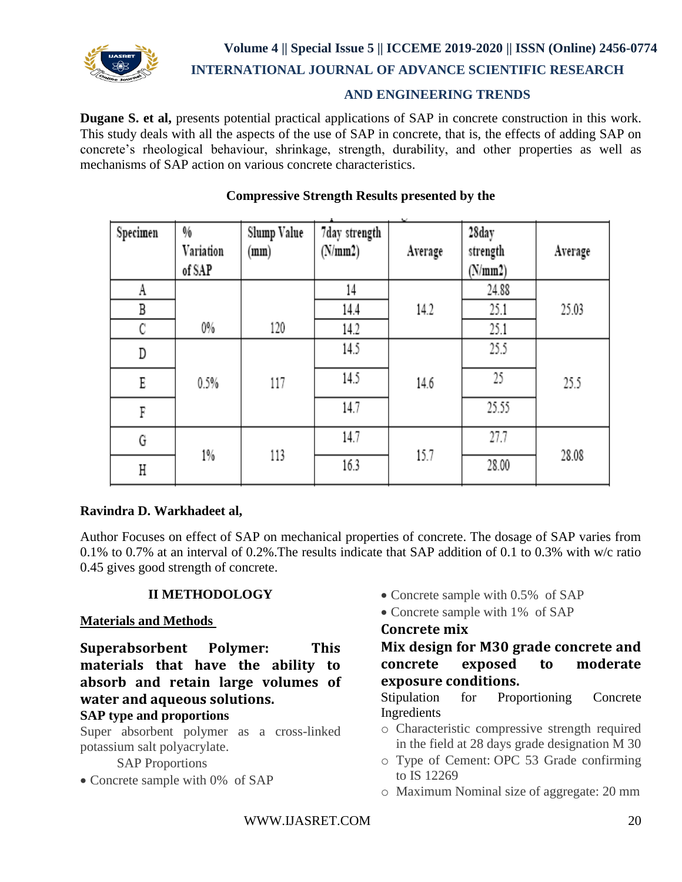**Dugane S. et al,** presents potential practical applications of SAP in concrete construction in this work. This study deals with all the aspects of the use of SAP in concrete, that is, the effects of adding SAP on concrete's rheological behaviour, shrinkage, strength, durability, and other properties as well as mechanisms of SAP action on various concrete characteristics.

**Compressive Strength Results presented by the**

| Specimen | % Variation of SAP | Slump Value (mm) | 7day strength (N/mm2) | Average | 28day strength (N/mm2) | Average |
|---|---|---|---|---|---|---|
| A | | | 14 | | 24.88 | |
| B | | | 14.4 | 14.2 | 25.1 | 25.03 |
| C | 0% | 120 | 14.2 | | 25.1 | |
| D | | | 14.5 | | 25.5 | |
| E | 0.5% | 117 | 14.5 | 14.6 | 25 | 25.5 |
| F | | | 14.7 | | 25.55 | |
| G | 1% | 113 | 14.7 | 15.7 | 27.7 | 28.08 |
| H | | | 16.3 | | 28.00 | |

**Ravindra D. Warkhadeet al,**

Author Focuses on effect of SAP on mechanical properties of concrete. The dosage of SAP varies from 0.1% to 0.7% at an interval of 0.2%.The results indicate that SAP addition of 0.1 to 0.3% with w/c ratio 0.45 gives good strength of concrete.

## II METHODOLOGY

**Materials and Methods**

### Superabsorbent Polymer: This materials that have the ability to absorb and retain large volumes of water and aqueous solutions.

**SAP type and proportions**

Super absorbent polymer as a cross-linked potassium salt polyacrylate.

SAP Proportions

- Concrete sample with 0% of SAP
- Concrete sample with 0.5% of SAP
- Concrete sample with 1% of SAP

### Concrete mix

### Mix design for M30 grade concrete and concrete exposed to moderate exposure conditions.

Stipulation for Proportioning Concrete Ingredients

- Characteristic compressive strength required in the field at 28 days grade designation M 30
- Type of Cement: OPC 53 Grade confirming to IS 12269
- Maximum Nominal size of aggregate: 20 mm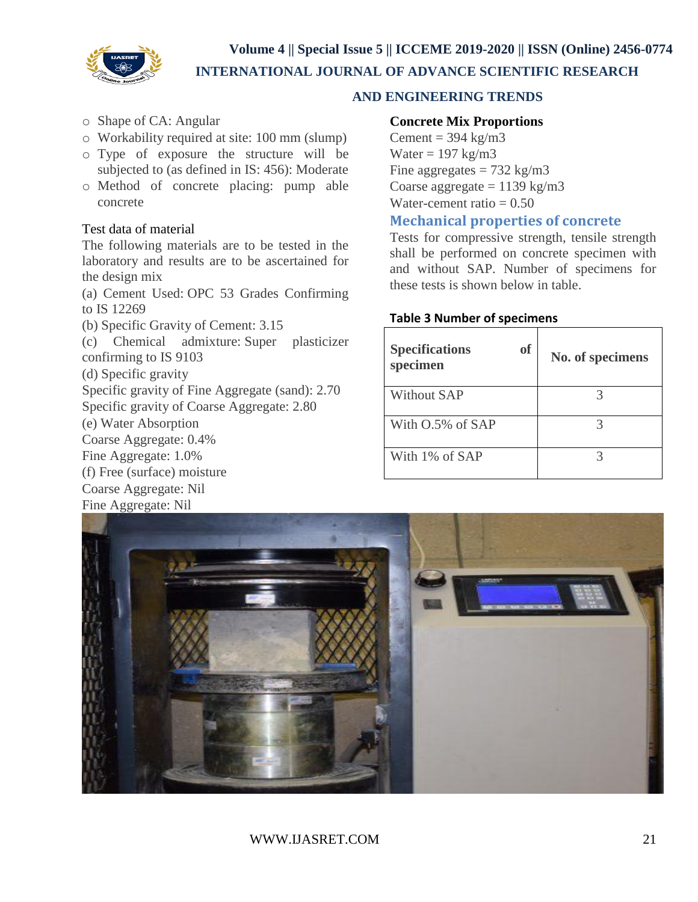- Shape of CA: Angular
- Workability required at site: 100 mm (slump)
- Type of exposure the structure will be subjected to (as defined in IS: 456): Moderate
- Method of concrete placing: pump able concrete

Test data of material

The following materials are to be tested in the laboratory and results are to be ascertained for the design mix

(a) Cement Used: OPC 53 Grades Confirming to IS 12269

(b) Specific Gravity of Cement: 3.15

(c) Chemical admixture: Super plasticizer confirming to IS 9103

(d) Specific gravity

Specific gravity of Fine Aggregate (sand): 2.70

Specific gravity of Coarse Aggregate: 2.80

(e) Water Absorption

Coarse Aggregate: 0.4%

Fine Aggregate: 1.0%

(f) Free (surface) moisture

Coarse Aggregate: Nil

Fine Aggregate: Nil

**Concrete Mix Proportions**

Cement = 394 kg/m3

Water = 197 kg/m3

Fine aggregates = 732 kg/m3

Coarse aggregate = 1139 kg/m3

Water-cement ratio = 0.50

## Mechanical properties of concrete

Tests for compressive strength, tensile strength shall be performed on concrete specimen with and without SAP. Number of specimens for these tests is shown below in table.

**Table 3 Number of specimens**

| Specifications of specimen | No. of specimens |
|---|---|
| Without SAP | 3 |
| With O.5% of SAP | 3 |
| With 1% of SAP | 3 |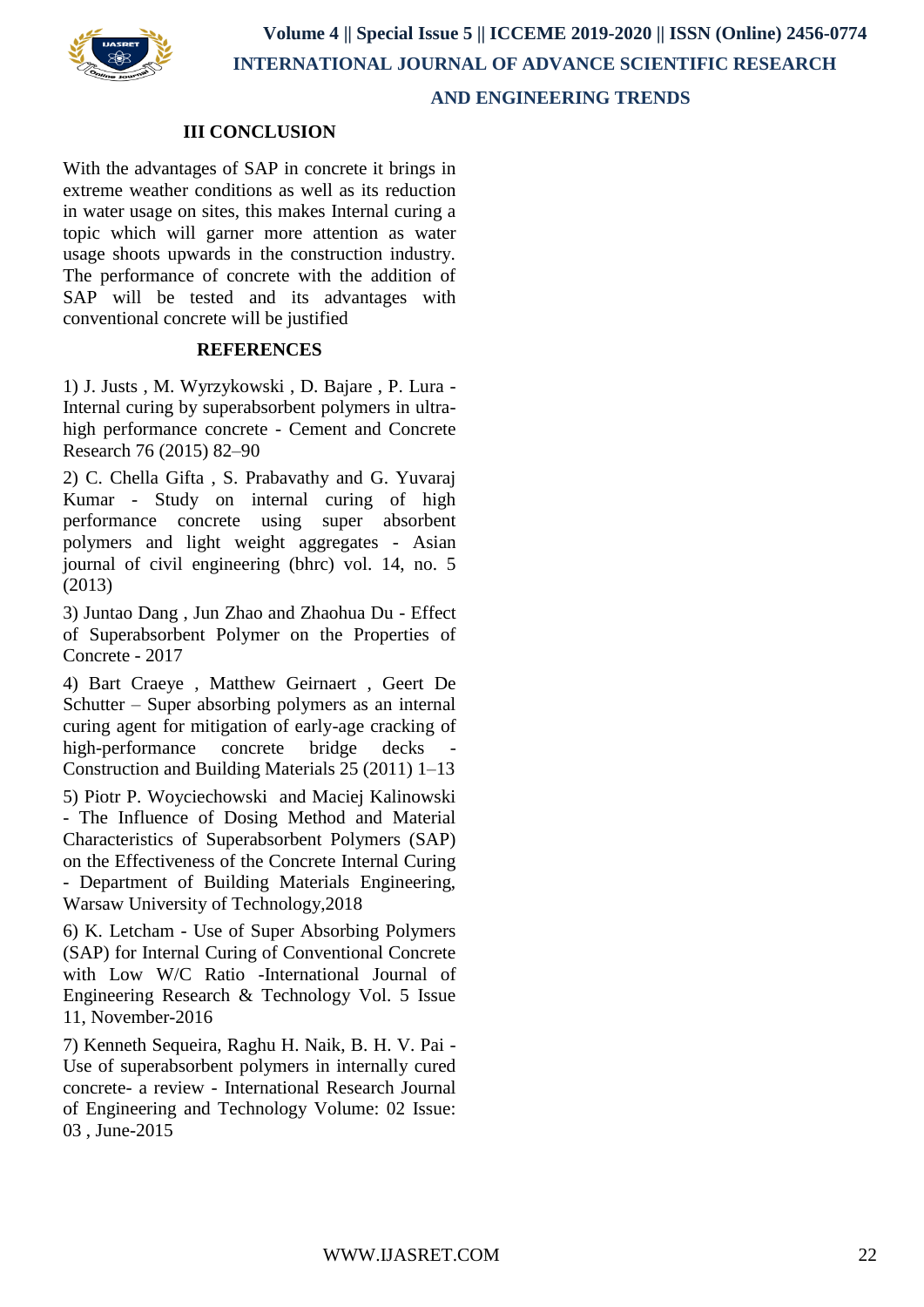## III CONCLUSION

With the advantages of SAP in concrete it brings in extreme weather conditions as well as its reduction in water usage on sites, this makes Internal curing a topic which will garner more attention as water usage shoots upwards in the construction industry. The performance of concrete with the addition of SAP will be tested and its advantages with conventional concrete will be justified

## REFERENCES

1) J. Justs , M. Wyrzykowski , D. Bajare , P. Lura - Internal curing by superabsorbent polymers in ultra-high performance concrete - Cement and Concrete Research 76 (2015) 82–90

2) C. Chella Gifta , S. Prabavathy and G. Yuvaraj Kumar - Study on internal curing of high performance concrete using super absorbent polymers and light weight aggregates - Asian journal of civil engineering (bhrc) vol. 14, no. 5 (2013)

3) Juntao Dang , Jun Zhao and Zhaohua Du - Effect of Superabsorbent Polymer on the Properties of Concrete - 2017

4) Bart Craeye , Matthew Geirnaert , Geert De Schutter – Super absorbing polymers as an internal curing agent for mitigation of early-age cracking of high-performance concrete bridge decks - Construction and Building Materials 25 (2011) 1–13

5) Piotr P. Woyciechowski and Maciej Kalinowski - The Influence of Dosing Method and Material Characteristics of Superabsorbent Polymers (SAP) on the Effectiveness of the Concrete Internal Curing - Department of Building Materials Engineering, Warsaw University of Technology,2018

6) K. Letcham - Use of Super Absorbing Polymers (SAP) for Internal Curing of Conventional Concrete with Low W/C Ratio -International Journal of Engineering Research & Technology Vol. 5 Issue 11, November-2016

7) Kenneth Sequeira, Raghu H. Naik, B. H. V. Pai - Use of superabsorbent polymers in internally cured concrete- a review - International Research Journal of Engineering and Technology Volume: 02 Issue: 03 , June-2015